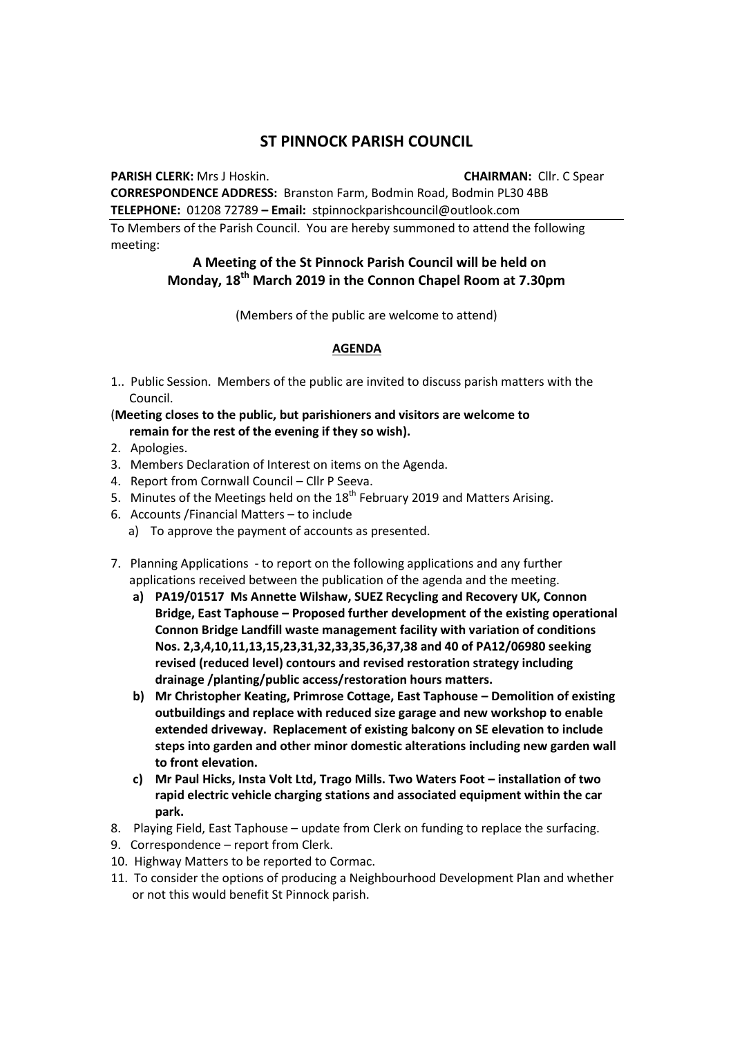# ST PINNOCK PARISH COUNCIL

**PARISH CLERK:** Mrs J Hoskin. **CHAIRMAN:** Cllr. C Spear
**CORRESPONDENCE ADDRESS:** Branston Farm, Bodmin Road, Bodmin PL30 4BB
**TELEPHONE:** 01208 72789 **– Email:** stpinnockparishcouncil@outlook.com

To Members of the Parish Council. You are hereby summoned to attend the following meeting:

## A Meeting of the St Pinnock Parish Council will be held on Monday, 18th March 2019 in the Connon Chapel Room at 7.30pm

(Members of the public are welcome to attend)

### AGENDA

1.. Public Session. Members of the public are invited to discuss parish matters with the Council.

(**Meeting closes to the public, but parishioners and visitors are welcome to remain for the rest of the evening if they so wish).**

2. Apologies.
3. Members Declaration of Interest on items on the Agenda.
4. Report from Cornwall Council – Cllr P Seeva.
5. Minutes of the Meetings held on the 18th February 2019 and Matters Arising.
6. Accounts /Financial Matters – to include
   a) To approve the payment of accounts as presented.
7. Planning Applications - to report on the following applications and any further applications received between the publication of the agenda and the meeting.
   **a) PA19/01517 Ms Annette Wilshaw, SUEZ Recycling and Recovery UK, Connon Bridge, East Taphouse – Proposed further development of the existing operational Connon Bridge Landfill waste management facility with variation of conditions Nos. 2,3,4,10,11,13,15,23,31,32,33,35,36,37,38 and 40 of PA12/06980 seeking revised (reduced level) contours and revised restoration strategy including drainage /planting/public access/restoration hours matters.**
   **b) Mr Christopher Keating, Primrose Cottage, East Taphouse – Demolition of existing outbuildings and replace with reduced size garage and new workshop to enable extended driveway. Replacement of existing balcony on SE elevation to include steps into garden and other minor domestic alterations including new garden wall to front elevation.**
   **c) Mr Paul Hicks, Insta Volt Ltd, Trago Mills. Two Waters Foot – installation of two rapid electric vehicle charging stations and associated equipment within the car park.**
8. Playing Field, East Taphouse – update from Clerk on funding to replace the surfacing.
9. Correspondence – report from Clerk.
10. Highway Matters to be reported to Cormac.
11. To consider the options of producing a Neighbourhood Development Plan and whether or not this would benefit St Pinnock parish.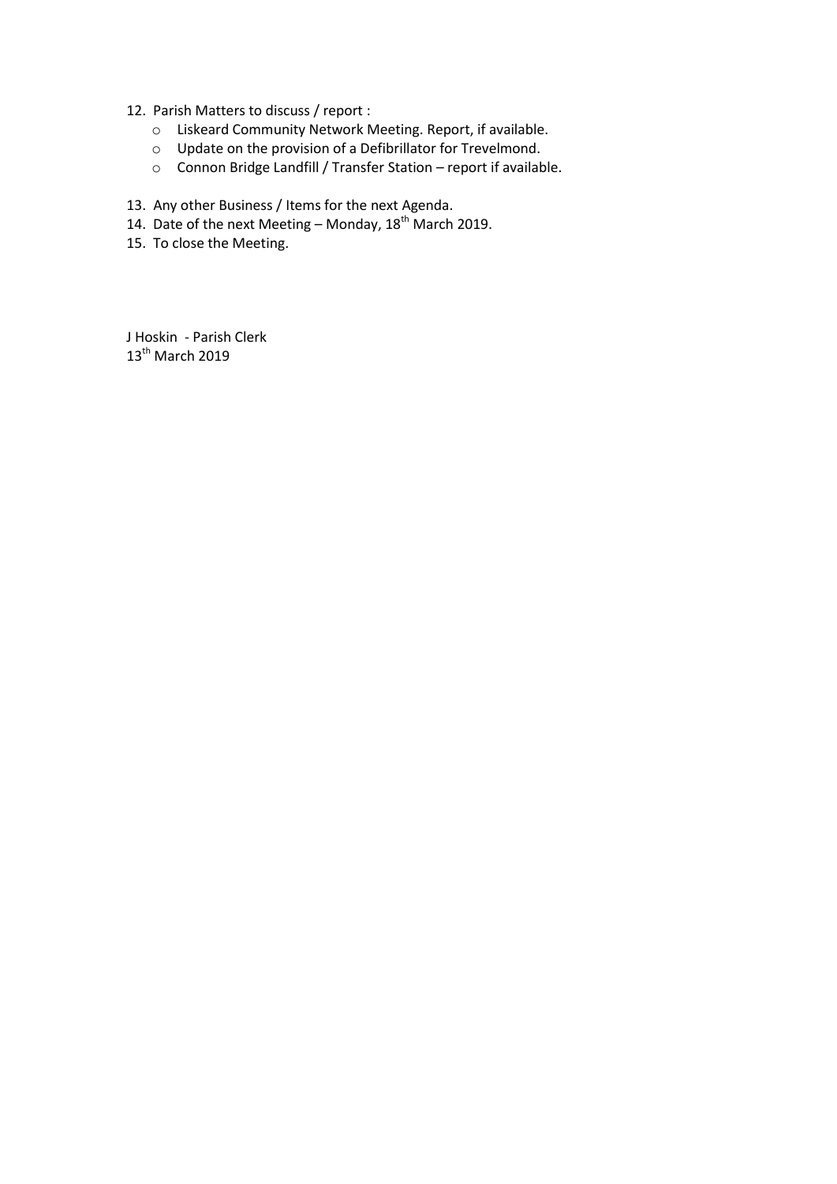12. Parish Matters to discuss / report :
    - Liskeard Community Network Meeting. Report, if available.
    - Update on the provision of a Defibrillator for Trevelmond.
    - Connon Bridge Landfill / Transfer Station – report if available.

13. Any other Business / Items for the next Agenda.
14. Date of the next Meeting – Monday, 18th March 2019.
15. To close the Meeting.

J Hoskin - Parish Clerk
13th March 2019